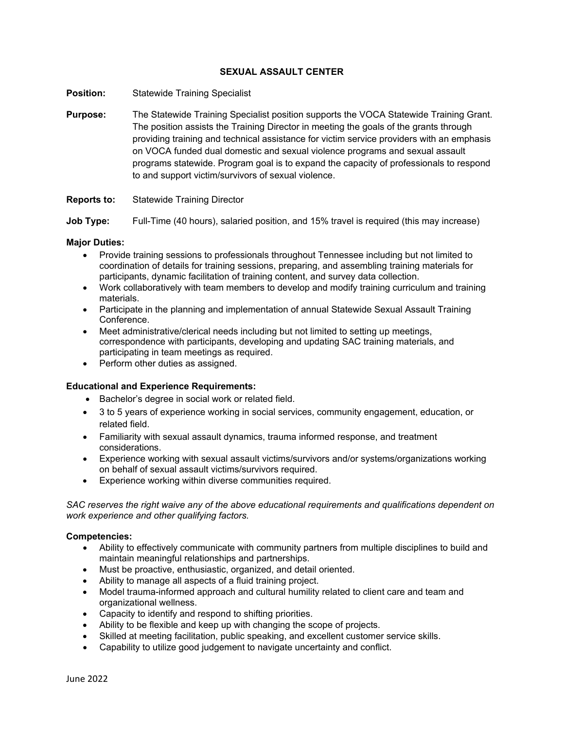# SEXUAL ASSAULT CENTER

**Position:** Statewide Training Specialist

**Purpose:** The Statewide Training Specialist position supports the VOCA Statewide Training Grant. The position assists the Training Director in meeting the goals of the grants through providing training and technical assistance for victim service providers with an emphasis on VOCA funded dual domestic and sexual violence programs and sexual assault programs statewide. Program goal is to expand the capacity of professionals to respond to and support victim/survivors of sexual violence.

**Reports to:** Statewide Training Director

**Job Type:** Full-Time (40 hours), salaried position, and 15% travel is required (this may increase)

**Major Duties:**

- Provide training sessions to professionals throughout Tennessee including but not limited to coordination of details for training sessions, preparing, and assembling training materials for participants, dynamic facilitation of training content, and survey data collection.
- Work collaboratively with team members to develop and modify training curriculum and training materials.
- Participate in the planning and implementation of annual Statewide Sexual Assault Training Conference.
- Meet administrative/clerical needs including but not limited to setting up meetings, correspondence with participants, developing and updating SAC training materials, and participating in team meetings as required.
- Perform other duties as assigned.

**Educational and Experience Requirements:**

- Bachelor's degree in social work or related field.
- 3 to 5 years of experience working in social services, community engagement, education, or related field.
- Familiarity with sexual assault dynamics, trauma informed response, and treatment considerations.
- Experience working with sexual assault victims/survivors and/or systems/organizations working on behalf of sexual assault victims/survivors required.
- Experience working within diverse communities required.

*SAC reserves the right waive any of the above educational requirements and qualifications dependent on work experience and other qualifying factors.*

**Competencies:**

- Ability to effectively communicate with community partners from multiple disciplines to build and maintain meaningful relationships and partnerships.
- Must be proactive, enthusiastic, organized, and detail oriented.
- Ability to manage all aspects of a fluid training project.
- Model trauma-informed approach and cultural humility related to client care and team and organizational wellness.
- Capacity to identify and respond to shifting priorities.
- Ability to be flexible and keep up with changing the scope of projects.
- Skilled at meeting facilitation, public speaking, and excellent customer service skills.
- Capability to utilize good judgement to navigate uncertainty and conflict.

June 2022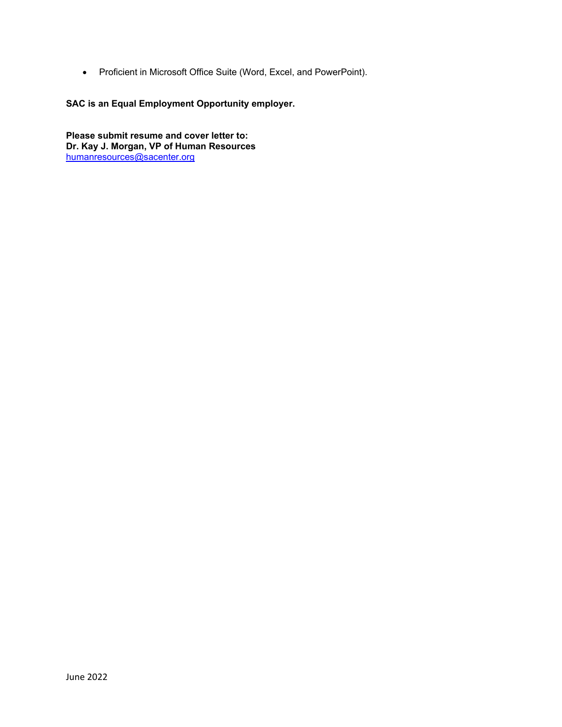- Proficient in Microsoft Office Suite (Word, Excel, and PowerPoint).

**SAC is an Equal Employment Opportunity employer.**

**Please submit resume and cover letter to:**
**Dr. Kay J. Morgan, VP of Human Resources**
humanresources@sacenter.org

June 2022